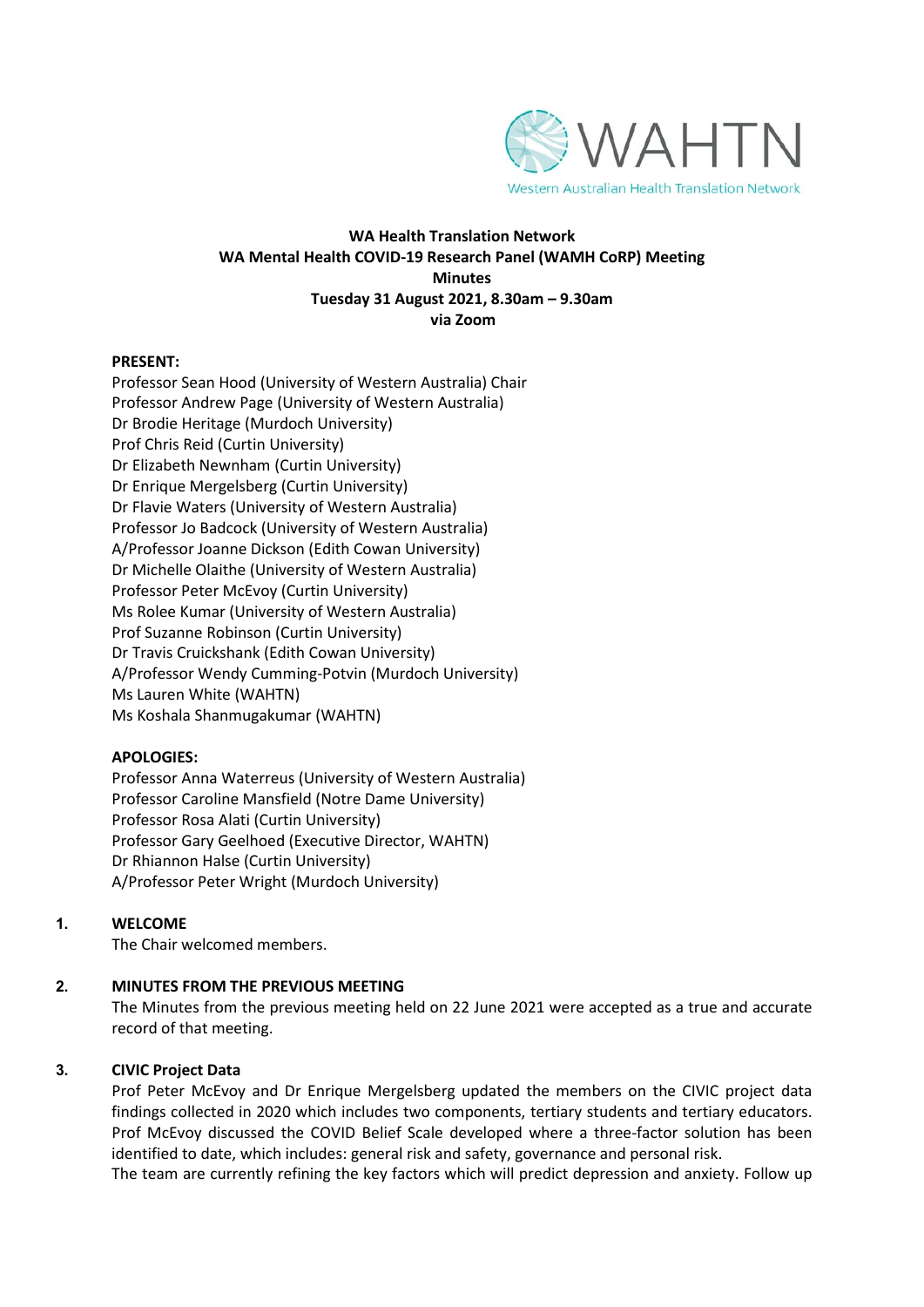**WA Health Translation Network**
**WA Mental Health COVID-19 Research Panel (WAMH CoRP) Meeting**
**Minutes**
**Tuesday 31 August 2021, 8.30am – 9.30am**
**via Zoom**

**PRESENT:**

Professor Sean Hood (University of Western Australia) Chair
Professor Andrew Page (University of Western Australia)
Dr Brodie Heritage (Murdoch University)
Prof Chris Reid (Curtin University)
Dr Elizabeth Newnham (Curtin University)
Dr Enrique Mergelsberg (Curtin University)
Dr Flavie Waters (University of Western Australia)
Professor Jo Badcock (University of Western Australia)
A/Professor Joanne Dickson (Edith Cowan University)
Dr Michelle Olaithe (University of Western Australia)
Professor Peter McEvoy (Curtin University)
Ms Rolee Kumar (University of Western Australia)
Prof Suzanne Robinson (Curtin University)
Dr Travis Cruickshank (Edith Cowan University)
A/Professor Wendy Cumming-Potvin (Murdoch University)
Ms Lauren White (WAHTN)
Ms Koshala Shanmugakumar (WAHTN)

**APOLOGIES:**

Professor Anna Waterreus (University of Western Australia)
Professor Caroline Mansfield (Notre Dame University)
Professor Rosa Alati (Curtin University)
Professor Gary Geelhoed (Executive Director, WAHTN)
Dr Rhiannon Halse (Curtin University)
A/Professor Peter Wright (Murdoch University)

## 1. WELCOME

The Chair welcomed members.

## 2. MINUTES FROM THE PREVIOUS MEETING

The Minutes from the previous meeting held on 22 June 2021 were accepted as a true and accurate record of that meeting.

## 3. CIVIC Project Data

Prof Peter McEvoy and Dr Enrique Mergelsberg updated the members on the CIVIC project data findings collected in 2020 which includes two components, tertiary students and tertiary educators. Prof McEvoy discussed the COVID Belief Scale developed where a three-factor solution has been identified to date, which includes: general risk and safety, governance and personal risk.
The team are currently refining the key factors which will predict depression and anxiety. Follow up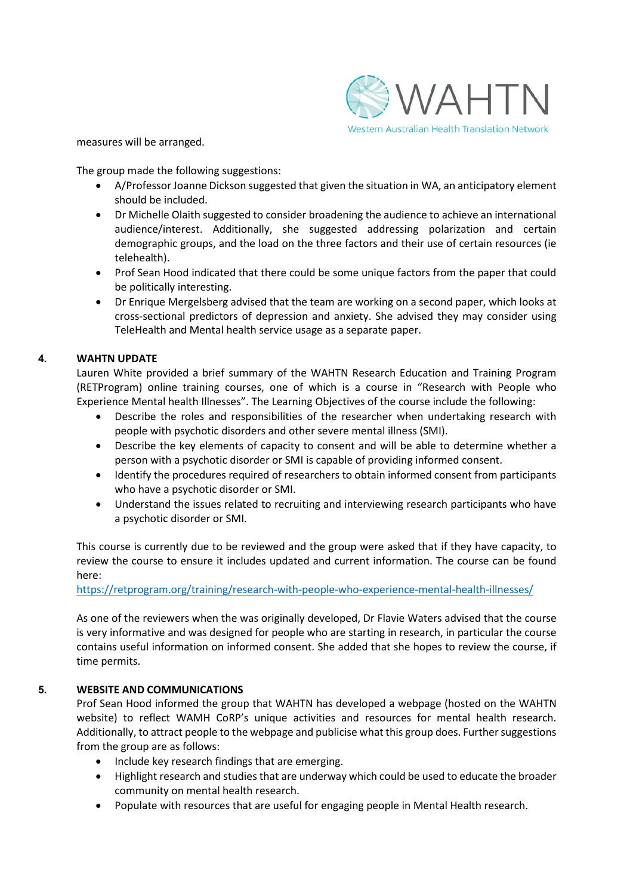measures will be arranged.

The group made the following suggestions:

- A/Professor Joanne Dickson suggested that given the situation in WA, an anticipatory element should be included.
- Dr Michelle Olaith suggested to consider broadening the audience to achieve an international audience/interest. Additionally, she suggested addressing polarization and certain demographic groups, and the load on the three factors and their use of certain resources (ie telehealth).
- Prof Sean Hood indicated that there could be some unique factors from the paper that could be politically interesting.
- Dr Enrique Mergelsberg advised that the team are working on a second paper, which looks at cross-sectional predictors of depression and anxiety. She advised they may consider using TeleHealth and Mental health service usage as a separate paper.

## 4. WAHTN UPDATE

Lauren White provided a brief summary of the WAHTN Research Education and Training Program (RETProgram) online training courses, one of which is a course in "Research with People who Experience Mental health Illnesses". The Learning Objectives of the course include the following:

- Describe the roles and responsibilities of the researcher when undertaking research with people with psychotic disorders and other severe mental illness (SMI).
- Describe the key elements of capacity to consent and will be able to determine whether a person with a psychotic disorder or SMI is capable of providing informed consent.
- Identify the procedures required of researchers to obtain informed consent from participants who have a psychotic disorder or SMI.
- Understand the issues related to recruiting and interviewing research participants who have a psychotic disorder or SMI.

This course is currently due to be reviewed and the group were asked that if they have capacity, to review the course to ensure it includes updated and current information. The course can be found here:
https://retprogram.org/training/research-with-people-who-experience-mental-health-illnesses/

As one of the reviewers when the was originally developed, Dr Flavie Waters advised that the course is very informative and was designed for people who are starting in research, in particular the course contains useful information on informed consent. She added that she hopes to review the course, if time permits.

## 5. WEBSITE AND COMMUNICATIONS

Prof Sean Hood informed the group that WAHTN has developed a webpage (hosted on the WAHTN website) to reflect WAMH CoRP's unique activities and resources for mental health research. Additionally, to attract people to the webpage and publicise what this group does. Further suggestions from the group are as follows:

- Include key research findings that are emerging.
- Highlight research and studies that are underway which could be used to educate the broader community on mental health research.
- Populate with resources that are useful for engaging people in Mental Health research.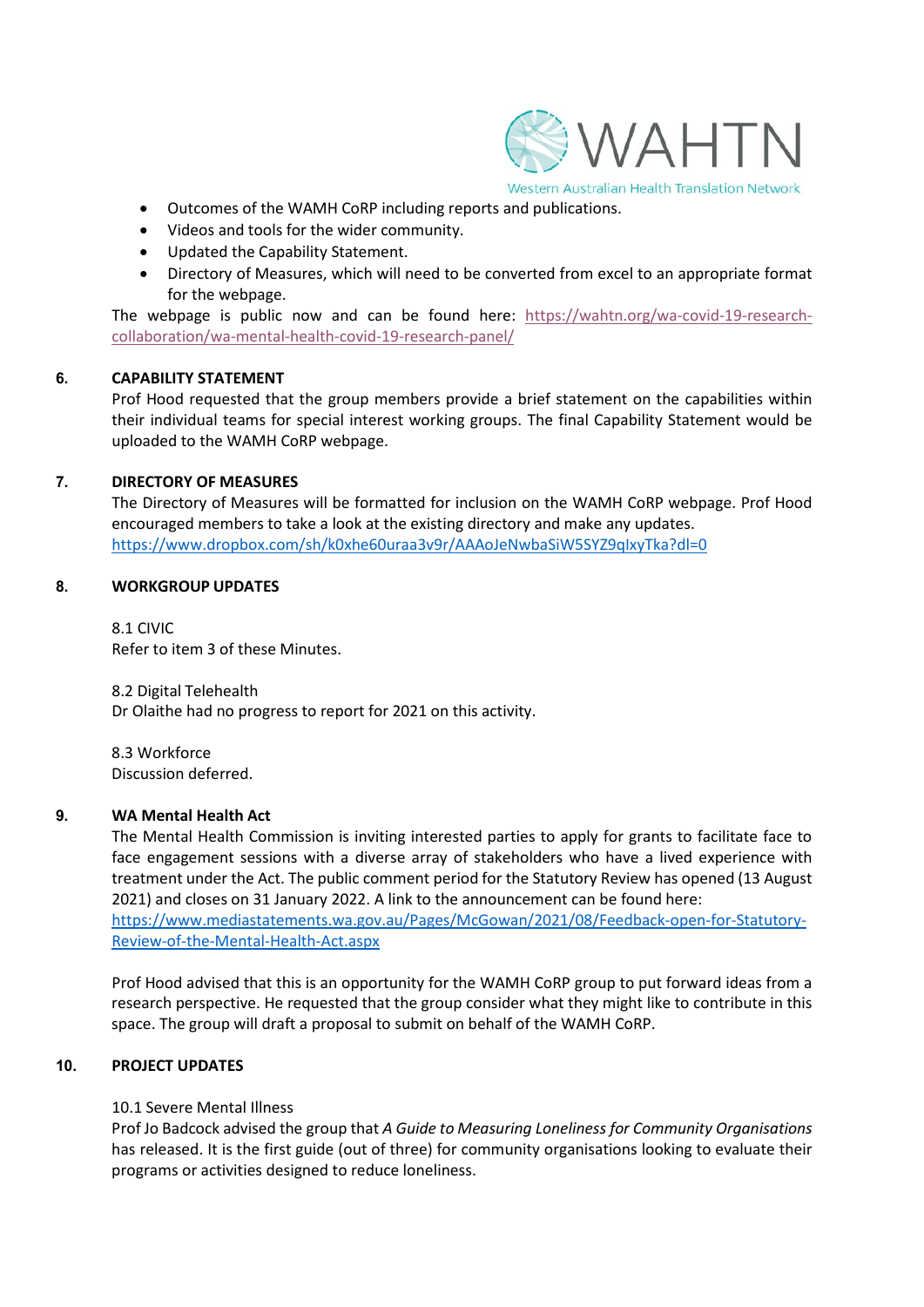- Outcomes of the WAMH CoRP including reports and publications.
- Videos and tools for the wider community.
- Updated the Capability Statement.
- Directory of Measures, which will need to be converted from excel to an appropriate format for the webpage.

The webpage is public now and can be found here: https://wahtn.org/wa-covid-19-research-collaboration/wa-mental-health-covid-19-research-panel/

**6. CAPABILITY STATEMENT**

Prof Hood requested that the group members provide a brief statement on the capabilities within their individual teams for special interest working groups. The final Capability Statement would be uploaded to the WAMH CoRP webpage.

**7. DIRECTORY OF MEASURES**

The Directory of Measures will be formatted for inclusion on the WAMH CoRP webpage. Prof Hood encouraged members to take a look at the existing directory and make any updates. https://www.dropbox.com/sh/k0xhe60uraa3v9r/AAAoJeNwbaSiW5SYZ9qIxyTka?dl=0

**8. WORKGROUP UPDATES**

8.1 CIVIC
Refer to item 3 of these Minutes.

8.2 Digital Telehealth
Dr Olaithe had no progress to report for 2021 on this activity.

8.3 Workforce
Discussion deferred.

**9. WA Mental Health Act**

The Mental Health Commission is inviting interested parties to apply for grants to facilitate face to face engagement sessions with a diverse array of stakeholders who have a lived experience with treatment under the Act. The public comment period for the Statutory Review has opened (13 August 2021) and closes on 31 January 2022. A link to the announcement can be found here: https://www.mediastatements.wa.gov.au/Pages/McGowan/2021/08/Feedback-open-for-Statutory-Review-of-the-Mental-Health-Act.aspx

Prof Hood advised that this is an opportunity for the WAMH CoRP group to put forward ideas from a research perspective. He requested that the group consider what they might like to contribute in this space. The group will draft a proposal to submit on behalf of the WAMH CoRP.

**10. PROJECT UPDATES**

10.1 Severe Mental Illness
Prof Jo Badcock advised the group that *A Guide to Measuring Loneliness for Community Organisations* has released. It is the first guide (out of three) for community organisations looking to evaluate their programs or activities designed to reduce loneliness.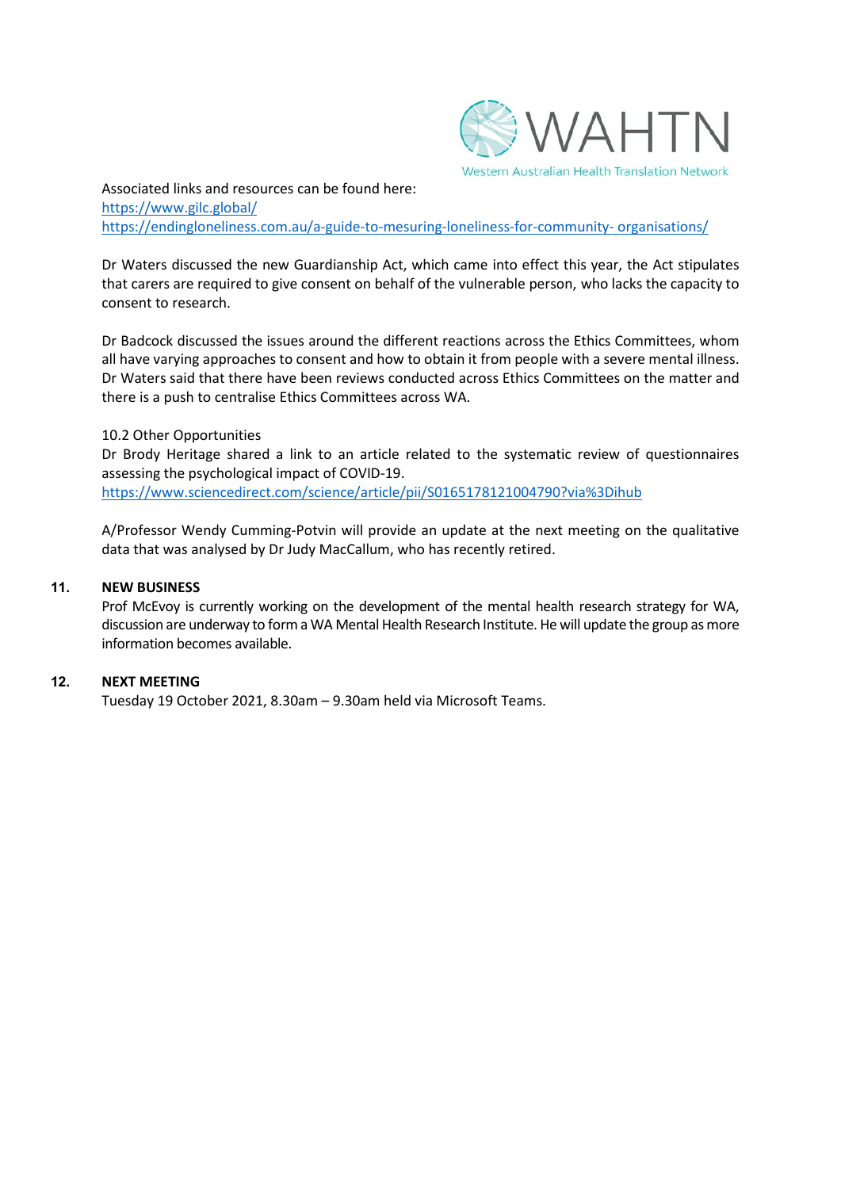Associated links and resources can be found here:
https://www.gilc.global/
https://endingloneliness.com.au/a-guide-to-mesuring-loneliness-for-community- organisations/

Dr Waters discussed the new Guardianship Act, which came into effect this year, the Act stipulates that carers are required to give consent on behalf of the vulnerable person, who lacks the capacity to consent to research.

Dr Badcock discussed the issues around the different reactions across the Ethics Committees, whom all have varying approaches to consent and how to obtain it from people with a severe mental illness. Dr Waters said that there have been reviews conducted across Ethics Committees on the matter and there is a push to centralise Ethics Committees across WA.

10.2 Other Opportunities
Dr Brody Heritage shared a link to an article related to the systematic review of questionnaires assessing the psychological impact of COVID-19.
https://www.sciencedirect.com/science/article/pii/S0165178121004790?via%3Dihub

A/Professor Wendy Cumming-Potvin will provide an update at the next meeting on the qualitative data that was analysed by Dr Judy MacCallum, who has recently retired.

## 11. NEW BUSINESS

Prof McEvoy is currently working on the development of the mental health research strategy for WA, discussion are underway to form a WA Mental Health Research Institute. He will update the group as more information becomes available.

## 12. NEXT MEETING

Tuesday 19 October 2021, 8.30am – 9.30am held via Microsoft Teams.